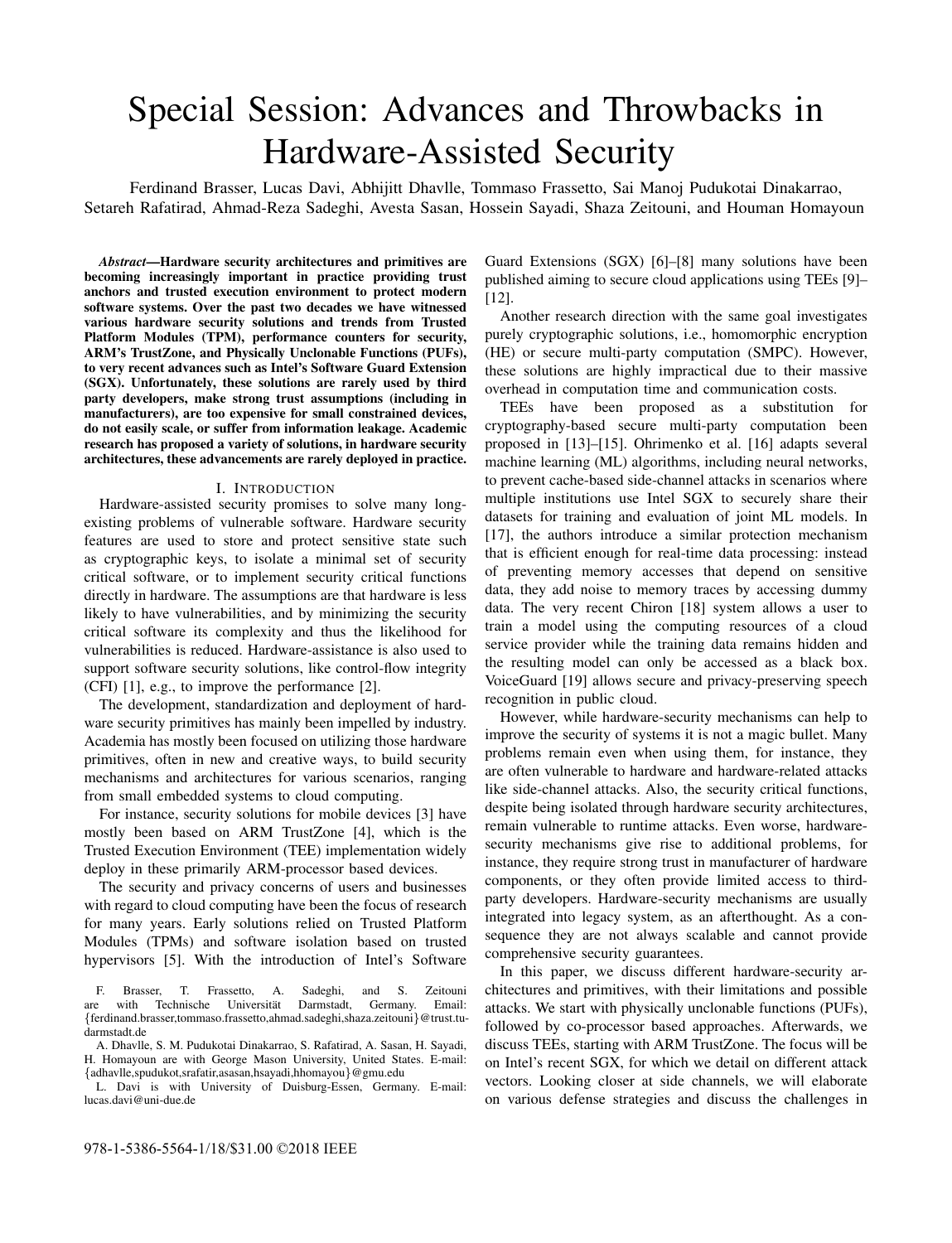# Special Session: Advances and Throwbacks in Hardware-Assisted Security

Ferdinand Brasser, Lucas Davi, Abhijitt Dhavlle, Tommaso Frassetto, Sai Manoj Pudukotai Dinakarrao, Setareh Rafatirad, Ahmad-Reza Sadeghi, Avesta Sasan, Hossein Sayadi, Shaza Zeitouni, and Houman Homayoun

***Abstract*—Hardware security architectures and primitives are becoming increasingly important in practice providing trust anchors and trusted execution environment to protect modern software systems. Over the past two decades we have witnessed various hardware security solutions and trends from Trusted Platform Modules (TPM), performance counters for security, ARM's TrustZone, and Physically Unclonable Functions (PUFs), to very recent advances such as Intel's Software Guard Extension (SGX). Unfortunately, these solutions are rarely used by third party developers, make strong trust assumptions (including in manufacturers), are too expensive for small constrained devices, do not easily scale, or suffer from information leakage. Academic research has proposed a variety of solutions, in hardware security architectures, these advancements are rarely deployed in practice.**

## I. Introduction

Hardware-assisted security promises to solve many long-existing problems of vulnerable software. Hardware security features are used to store and protect sensitive state such as cryptographic keys, to isolate a minimal set of security critical software, or to implement security critical functions directly in hardware. The assumptions are that hardware is less likely to have vulnerabilities, and by minimizing the security critical software its complexity and thus the likelihood for vulnerabilities is reduced. Hardware-assistance is also used to support software security solutions, like control-flow integrity (CFI) [1], e.g., to improve the performance [2].

The development, standardization and deployment of hardware security primitives has mainly been impelled by industry. Academia has mostly been focused on utilizing those hardware primitives, often in new and creative ways, to build security mechanisms and architectures for various scenarios, ranging from small embedded systems to cloud computing.

For instance, security solutions for mobile devices [3] have mostly been based on ARM TrustZone [4], which is the Trusted Execution Environment (TEE) implementation widely deploy in these primarily ARM-processor based devices.

The security and privacy concerns of users and businesses with regard to cloud computing have been the focus of research for many years. Early solutions relied on Trusted Platform Modules (TPMs) and software isolation based on trusted hypervisors [5]. With the introduction of Intel's Software Guard Extensions (SGX) [6]–[8] many solutions have been published aiming to secure cloud applications using TEEs [9]–[12].

Another research direction with the same goal investigates purely cryptographic solutions, i.e., homomorphic encryption (HE) or secure multi-party computation (SMPC). However, these solutions are highly impractical due to their massive overhead in computation time and communication costs.

TEEs have been proposed as a substitution for cryptography-based secure multi-party computation been proposed in [13]–[15]. Ohrimenko et al. [16] adapts several machine learning (ML) algorithms, including neural networks, to prevent cache-based side-channel attacks in scenarios where multiple institutions use Intel SGX to securely share their datasets for training and evaluation of joint ML models. In [17], the authors introduce a similar protection mechanism that is efficient enough for real-time data processing: instead of preventing memory accesses that depend on sensitive data, they add noise to memory traces by accessing dummy data. The very recent Chiron [18] system allows a user to train a model using the computing resources of a cloud service provider while the training data remains hidden and the resulting model can only be accessed as a black box. VoiceGuard [19] allows secure and privacy-preserving speech recognition in public cloud.

However, while hardware-security mechanisms can help to improve the security of systems it is not a magic bullet. Many problems remain even when using them, for instance, they are often vulnerable to hardware and hardware-related attacks like side-channel attacks. Also, the security critical functions, despite being isolated through hardware security architectures, remain vulnerable to runtime attacks. Even worse, hardware-security mechanisms give rise to additional problems, for instance, they require strong trust in manufacturer of hardware components, or they often provide limited access to third-party developers. Hardware-security mechanisms are usually integrated into legacy system, as an afterthought. As a consequence they are not always scalable and cannot provide comprehensive security guarantees.

In this paper, we discuss different hardware-security architectures and primitives, with their limitations and possible attacks. We start with physically unclonable functions (PUFs), followed by co-processor based approaches. Afterwards, we discuss TEEs, starting with ARM TrustZone. The focus will be on Intel's recent SGX, for which we detail on different attack vectors. Looking closer at side channels, we will elaborate on various defense strategies and discuss the challenges in

F. Brasser, T. Frassetto, A. Sadeghi, and S. Zeitouni are with Technische Universität Darmstadt, Germany. Email: {ferdinand.brasser,tommaso.frassetto,ahmad.sadeghi,shaza.zeitouni}@trust.tu-darmstadt.de

A. Dhavlle, S. M. Pudukotai Dinakarrao, S. Rafatirad, A. Sasan, H. Sayadi, H. Homayoun are with George Mason University, United States. E-mail: {adhavlle,spudukot,srafatir,asasan,hsayadi,hhomayou}@gmu.edu

L. Davi is with University of Duisburg-Essen, Germany. E-mail: lucas.davi@uni-due.de

978-1-5386-5564-1/18/$31.00 ©2018 IEEE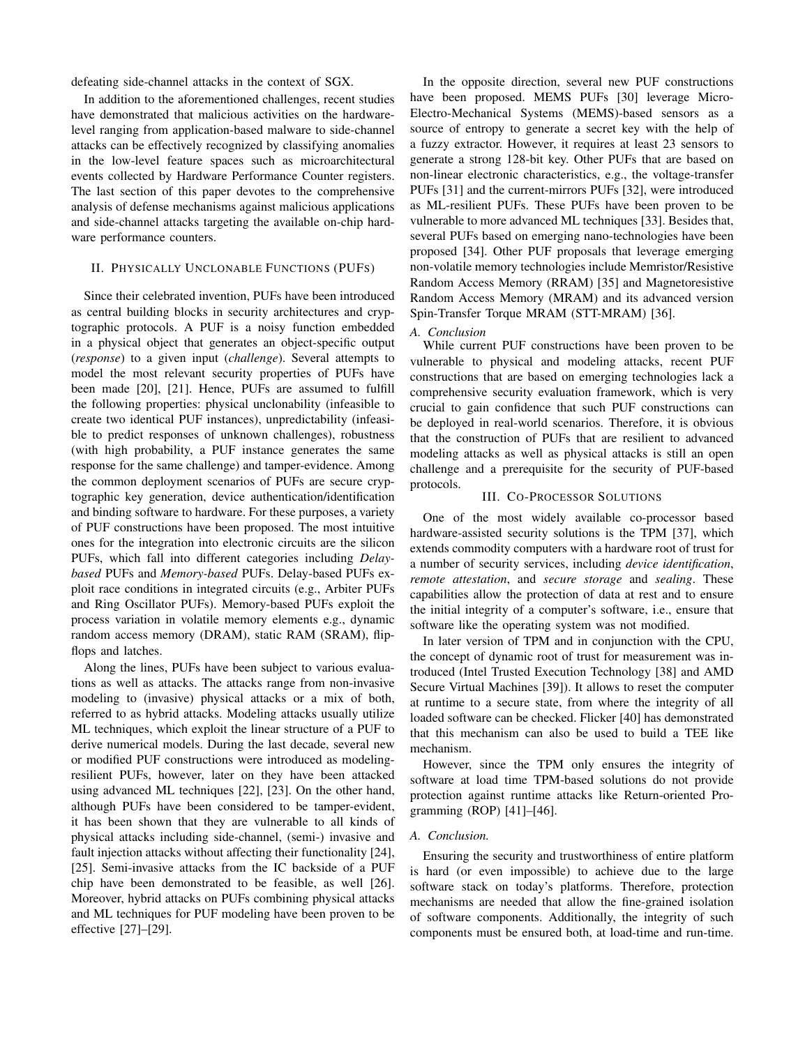defeating side-channel attacks in the context of SGX.

In addition to the aforementioned challenges, recent studies have demonstrated that malicious activities on the hardware-level ranging from application-based malware to side-channel attacks can be effectively recognized by classifying anomalies in the low-level feature spaces such as microarchitectural events collected by Hardware Performance Counter registers. The last section of this paper devotes to the comprehensive analysis of defense mechanisms against malicious applications and side-channel attacks targeting the available on-chip hardware performance counters.

## II. Physically Unclonable Functions (PUFs)

Since their celebrated invention, PUFs have been introduced as central building blocks in security architectures and cryptographic protocols. A PUF is a noisy function embedded in a physical object that generates an object-specific output (*response*) to a given input (*challenge*). Several attempts to model the most relevant security properties of PUFs have been made [20], [21]. Hence, PUFs are assumed to fulfill the following properties: physical unclonability (infeasible to create two identical PUF instances), unpredictability (infeasible to predict responses of unknown challenges), robustness (with high probability, a PUF instance generates the same response for the same challenge) and tamper-evidence. Among the common deployment scenarios of PUFs are secure cryptographic key generation, device authentication/identification and binding software to hardware. For these purposes, a variety of PUF constructions have been proposed. The most intuitive ones for the integration into electronic circuits are the silicon PUFs, which fall into different categories including *Delay-based* PUFs and *Memory-based* PUFs. Delay-based PUFs exploit race conditions in integrated circuits (e.g., Arbiter PUFs and Ring Oscillator PUFs). Memory-based PUFs exploit the process variation in volatile memory elements e.g., dynamic random access memory (DRAM), static RAM (SRAM), flip-flops and latches.

Along the lines, PUFs have been subject to various evaluations as well as attacks. The attacks range from non-invasive modeling to (invasive) physical attacks or a mix of both, referred to as hybrid attacks. Modeling attacks usually utilize ML techniques, which exploit the linear structure of a PUF to derive numerical models. During the last decade, several new or modified PUF constructions were introduced as modeling-resilient PUFs, however, later on they have been attacked using advanced ML techniques [22], [23]. On the other hand, although PUFs have been considered to be tamper-evident, it has been shown that they are vulnerable to all kinds of physical attacks including side-channel, (semi-) invasive and fault injection attacks without affecting their functionality [24], [25]. Semi-invasive attacks from the IC backside of a PUF chip have been demonstrated to be feasible, as well [26]. Moreover, hybrid attacks on PUFs combining physical attacks and ML techniques for PUF modeling have been proven to be effective [27]–[29].

In the opposite direction, several new PUF constructions have been proposed. MEMS PUFs [30] leverage Micro-Electro-Mechanical Systems (MEMS)-based sensors as a source of entropy to generate a secret key with the help of a fuzzy extractor. However, it requires at least 23 sensors to generate a strong 128-bit key. Other PUFs that are based on non-linear electronic characteristics, e.g., the voltage-transfer PUFs [31] and the current-mirrors PUFs [32], were introduced as ML-resilient PUFs. These PUFs have been proven to be vulnerable to more advanced ML techniques [33]. Besides that, several PUFs based on emerging nano-technologies have been proposed [34]. Other PUF proposals that leverage emerging non-volatile memory technologies include Memristor/Resistive Random Access Memory (RRAM) [35] and Magnetoresistive Random Access Memory (MRAM) and its advanced version Spin-Transfer Torque MRAM (STT-MRAM) [36].

### A. Conclusion

While current PUF constructions have been proven to be vulnerable to physical and modeling attacks, recent PUF constructions that are based on emerging technologies lack a comprehensive security evaluation framework, which is very crucial to gain confidence that such PUF constructions can be deployed in real-world scenarios. Therefore, it is obvious that the construction of PUFs that are resilient to advanced modeling attacks as well as physical attacks is still an open challenge and a prerequisite for the security of PUF-based protocols.

## III. Co-Processor Solutions

One of the most widely available co-processor based hardware-assisted security solutions is the TPM [37], which extends commodity computers with a hardware root of trust for a number of security services, including *device identification*, *remote attestation*, and *secure storage* and *sealing*. These capabilities allow the protection of data at rest and to ensure the initial integrity of a computer's software, i.e., ensure that software like the operating system was not modified.

In later version of TPM and in conjunction with the CPU, the concept of dynamic root of trust for measurement was introduced (Intel Trusted Execution Technology [38] and AMD Secure Virtual Machines [39]). It allows to reset the computer at runtime to a secure state, from where the integrity of all loaded software can be checked. Flicker [40] has demonstrated that this mechanism can also be used to build a TEE like mechanism.

However, since the TPM only ensures the integrity of software at load time TPM-based solutions do not provide protection against runtime attacks like Return-oriented Programming (ROP) [41]–[46].

### A. Conclusion.

Ensuring the security and trustworthiness of entire platform is hard (or even impossible) to achieve due to the large software stack on today's platforms. Therefore, protection mechanisms are needed that allow the fine-grained isolation of software components. Additionally, the integrity of such components must be ensured both, at load-time and run-time.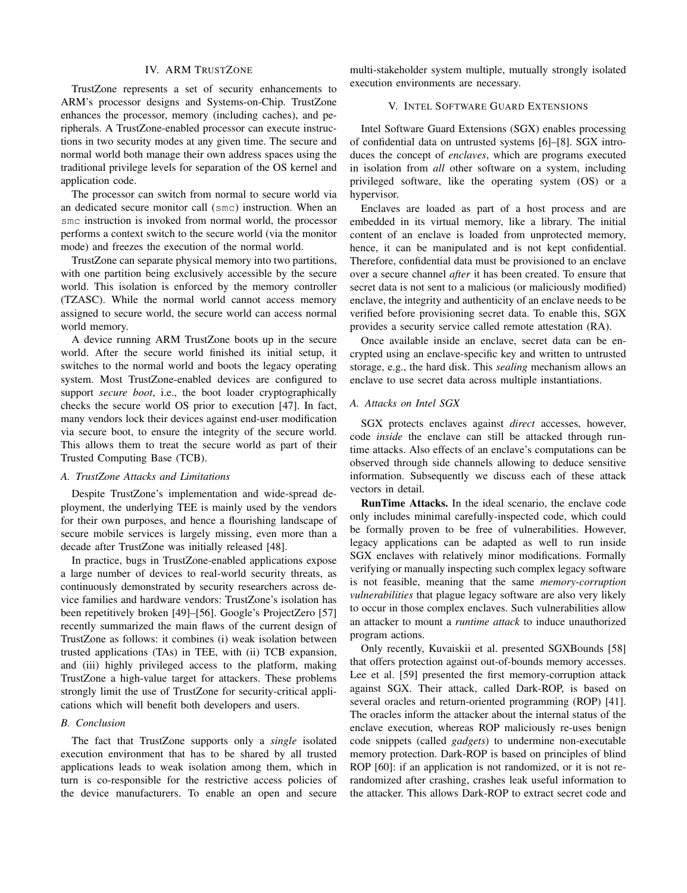## IV. ARM TrustZone

TrustZone represents a set of security enhancements to ARM's processor designs and Systems-on-Chip. TrustZone enhances the processor, memory (including caches), and peripherals. A TrustZone-enabled processor can execute instructions in two security modes at any given time. The secure and normal world both manage their own address spaces using the traditional privilege levels for separation of the OS kernel and application code.

The processor can switch from normal to secure world via an dedicated secure monitor call (`smc`) instruction. When an `smc` instruction is invoked from normal world, the processor performs a context switch to the secure world (via the monitor mode) and freezes the execution of the normal world.

TrustZone can separate physical memory into two partitions, with one partition being exclusively accessible by the secure world. This isolation is enforced by the memory controller (TZASC). While the normal world cannot access memory assigned to secure world, the secure world can access normal world memory.

A device running ARM TrustZone boots up in the secure world. After the secure world finished its initial setup, it switches to the normal world and boots the legacy operating system. Most TrustZone-enabled devices are configured to support *secure boot*, i.e., the boot loader cryptographically checks the secure world OS prior to execution [47]. In fact, many vendors lock their devices against end-user modification via secure boot, to ensure the integrity of the secure world. This allows them to treat the secure world as part of their Trusted Computing Base (TCB).

### A. TrustZone Attacks and Limitations

Despite TrustZone's implementation and wide-spread deployment, the underlying TEE is mainly used by the vendors for their own purposes, and hence a flourishing landscape of secure mobile services is largely missing, even more than a decade after TrustZone was initially released [48].

In practice, bugs in TrustZone-enabled applications expose a large number of devices to real-world security threats, as continuously demonstrated by security researchers across device families and hardware vendors: TrustZone's isolation has been repetitively broken [49]–[56]. Google's ProjectZero [57] recently summarized the main flaws of the current design of TrustZone as follows: it combines (i) weak isolation between trusted applications (TAs) in TEE, with (ii) TCB expansion, and (iii) highly privileged access to the platform, making TrustZone a high-value target for attackers. These problems strongly limit the use of TrustZone for security-critical applications which will benefit both developers and users.

### B. Conclusion

The fact that TrustZone supports only a *single* isolated execution environment that has to be shared by all trusted applications leads to weak isolation among them, which in turn is co-responsible for the restrictive access policies of the device manufacturers. To enable an open and secure multi-stakeholder system multiple, mutually strongly isolated execution environments are necessary.

## V. Intel Software Guard Extensions

Intel Software Guard Extensions (SGX) enables processing of confidential data on untrusted systems [6]–[8]. SGX introduces the concept of *enclaves*, which are programs executed in isolation from *all* other software on a system, including privileged software, like the operating system (OS) or a hypervisor.

Enclaves are loaded as part of a host process and are embedded in its virtual memory, like a library. The initial content of an enclave is loaded from unprotected memory, hence, it can be manipulated and is not kept confidential. Therefore, confidential data must be provisioned to an enclave over a secure channel *after* it has been created. To ensure that secret data is not sent to a malicious (or maliciously modified) enclave, the integrity and authenticity of an enclave needs to be verified before provisioning secret data. To enable this, SGX provides a security service called remote attestation (RA).

Once available inside an enclave, secret data can be encrypted using an enclave-specific key and written to untrusted storage, e.g., the hard disk. This *sealing* mechanism allows an enclave to use secret data across multiple instantiations.

### A. Attacks on Intel SGX

SGX protects enclaves against *direct* accesses, however, code *inside* the enclave can still be attacked through runtime attacks. Also effects of an enclave's computations can be observed through side channels allowing to deduce sensitive information. Subsequently we discuss each of these attack vectors in detail.

**RunTime Attacks.** In the ideal scenario, the enclave code only includes minimal carefully-inspected code, which could be formally proven to be free of vulnerabilities. However, legacy applications can be adapted as well to run inside SGX enclaves with relatively minor modifications. Formally verifying or manually inspecting such complex legacy software is not feasible, meaning that the same *memory-corruption vulnerabilities* that plague legacy software are also very likely to occur in those complex enclaves. Such vulnerabilities allow an attacker to mount a *runtime attack* to induce unauthorized program actions.

Only recently, Kuvaiskii et al. presented SGXBounds [58] that offers protection against out-of-bounds memory accesses. Lee et al. [59] presented the first memory-corruption attack against SGX. Their attack, called Dark-ROP, is based on several oracles and return-oriented programming (ROP) [41]. The oracles inform the attacker about the internal status of the enclave execution, whereas ROP maliciously re-uses benign code snippets (called *gadgets*) to undermine non-executable memory protection. Dark-ROP is based on principles of blind ROP [60]: if an application is not randomized, or it is not re-randomized after crashing, crashes leak useful information to the attacker. This allows Dark-ROP to extract secret code and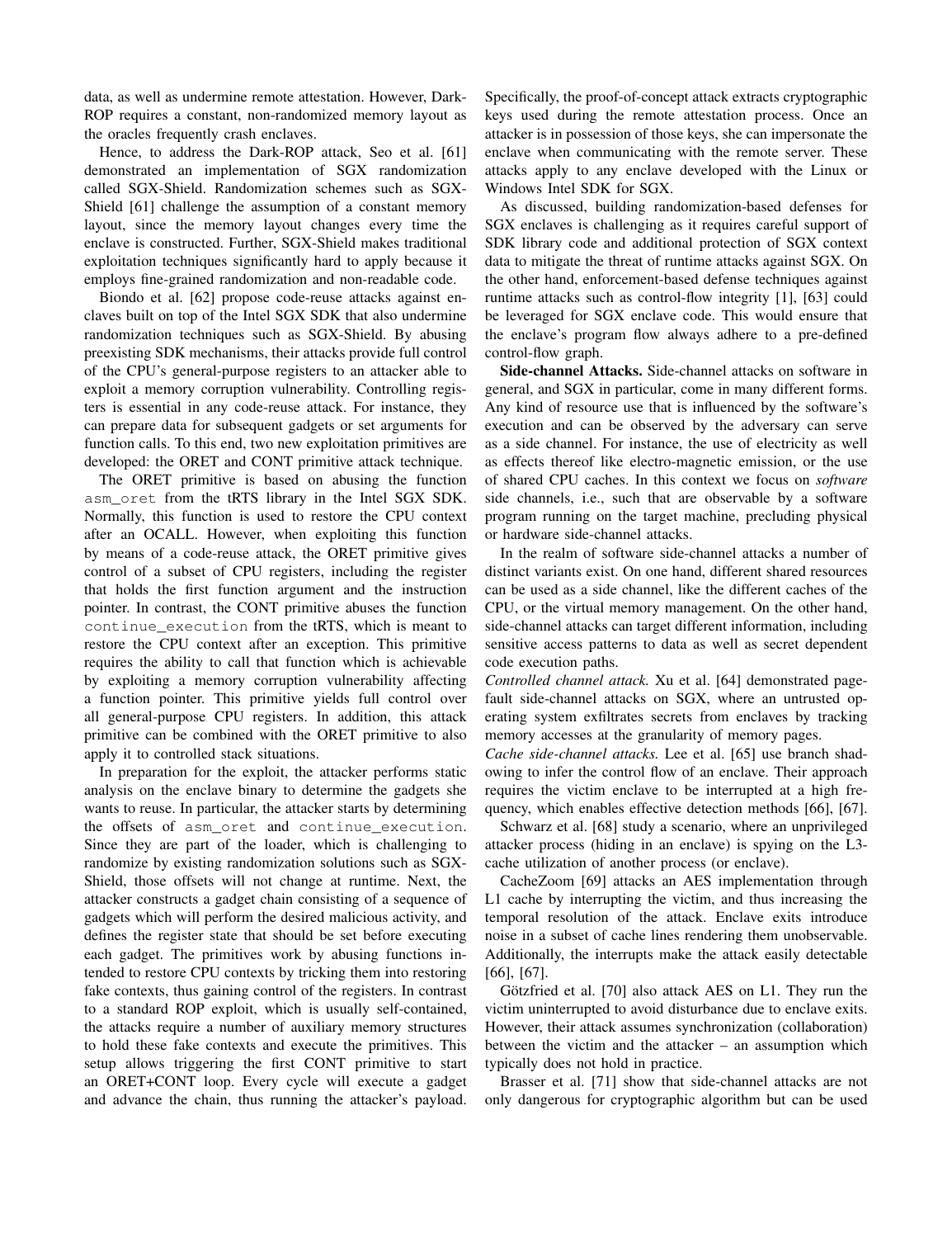data, as well as undermine remote attestation. However, Dark-ROP requires a constant, non-randomized memory layout as the oracles frequently crash enclaves.

Hence, to address the Dark-ROP attack, Seo et al. [61] demonstrated an implementation of SGX randomization called SGX-Shield. Randomization schemes such as SGX-Shield [61] challenge the assumption of a constant memory layout, since the memory layout changes every time the enclave is constructed. Further, SGX-Shield makes traditional exploitation techniques significantly hard to apply because it employs fine-grained randomization and non-readable code.

Biondo et al. [62] propose code-reuse attacks against enclaves built on top of the Intel SGX SDK that also undermine randomization techniques such as SGX-Shield. By abusing preexisting SDK mechanisms, their attacks provide full control of the CPU's general-purpose registers to an attacker able to exploit a memory corruption vulnerability. Controlling registers is essential in any code-reuse attack. For instance, they can prepare data for subsequent gadgets or set arguments for function calls. To this end, two new exploitation primitives are developed: the ORET and CONT primitive attack technique.

The ORET primitive is based on abusing the function `asm_oret` from the tRTS library in the Intel SGX SDK. Normally, this function is used to restore the CPU context after an OCALL. However, when exploiting this function by means of a code-reuse attack, the ORET primitive gives control of a subset of CPU registers, including the register that holds the first function argument and the instruction pointer. In contrast, the CONT primitive abuses the function `continue_execution` from the tRTS, which is meant to restore the CPU context after an exception. This primitive requires the ability to call that function which is achievable by exploiting a memory corruption vulnerability affecting a function pointer. This primitive yields full control over all general-purpose CPU registers. In addition, this attack primitive can be combined with the ORET primitive to also apply it to controlled stack situations.

In preparation for the exploit, the attacker performs static analysis on the enclave binary to determine the gadgets she wants to reuse. In particular, the attacker starts by determining the offsets of `asm_oret` and `continue_execution`. Since they are part of the loader, which is challenging to randomize by existing randomization solutions such as SGX-Shield, those offsets will not change at runtime. Next, the attacker constructs a gadget chain consisting of a sequence of gadgets which will perform the desired malicious activity, and defines the register state that should be set before executing each gadget. The primitives work by abusing functions intended to restore CPU contexts by tricking them into restoring fake contexts, thus gaining control of the registers. In contrast to a standard ROP exploit, which is usually self-contained, the attacks require a number of auxiliary memory structures to hold these fake contexts and execute the primitives. This setup allows triggering the first CONT primitive to start an ORET+CONT loop. Every cycle will execute a gadget and advance the chain, thus running the attacker's payload. Specifically, the proof-of-concept attack extracts cryptographic keys used during the remote attestation process. Once an attacker is in possession of those keys, she can impersonate the enclave when communicating with the remote server. These attacks apply to any enclave developed with the Linux or Windows Intel SDK for SGX.

As discussed, building randomization-based defenses for SGX enclaves is challenging as it requires careful support of SDK library code and additional protection of SGX context data to mitigate the threat of runtime attacks against SGX. On the other hand, enforcement-based defense techniques against runtime attacks such as control-flow integrity [1], [63] could be leveraged for SGX enclave code. This would ensure that the enclave's program flow always adhere to a pre-defined control-flow graph.

**Side-channel Attacks.** Side-channel attacks on software in general, and SGX in particular, come in many different forms. Any kind of resource use that is influenced by the software's execution and can be observed by the adversary can serve as a side channel. For instance, the use of electricity as well as effects thereof like electro-magnetic emission, or the use of shared CPU caches. In this context we focus on *software* side channels, i.e., such that are observable by a software program running on the target machine, precluding physical or hardware side-channel attacks.

In the realm of software side-channel attacks a number of distinct variants exist. On one hand, different shared resources can be used as a side channel, like the different caches of the CPU, or the virtual memory management. On the other hand, side-channel attacks can target different information, including sensitive access patterns to data as well as secret dependent code execution paths.

*Controlled channel attack.* Xu et al. [64] demonstrated page-fault side-channel attacks on SGX, where an untrusted operating system exfiltrates secrets from enclaves by tracking memory accesses at the granularity of memory pages.

*Cache side-channel attacks.* Lee et al. [65] use branch shadowing to infer the control flow of an enclave. Their approach requires the victim enclave to be interrupted at a high frequency, which enables effective detection methods [66], [67].

Schwarz et al. [68] study a scenario, where an unprivileged attacker process (hiding in an enclave) is spying on the L3-cache utilization of another process (or enclave).

CacheZoom [69] attacks an AES implementation through L1 cache by interrupting the victim, and thus increasing the temporal resolution of the attack. Enclave exits introduce noise in a subset of cache lines rendering them unobservable. Additionally, the interrupts make the attack easily detectable [66], [67].

Götzfried et al. [70] also attack AES on L1. They run the victim uninterrupted to avoid disturbance due to enclave exits. However, their attack assumes synchronization (collaboration) between the victim and the attacker – an assumption which typically does not hold in practice.

Brasser et al. [71] show that side-channel attacks are not only dangerous for cryptographic algorithm but can be used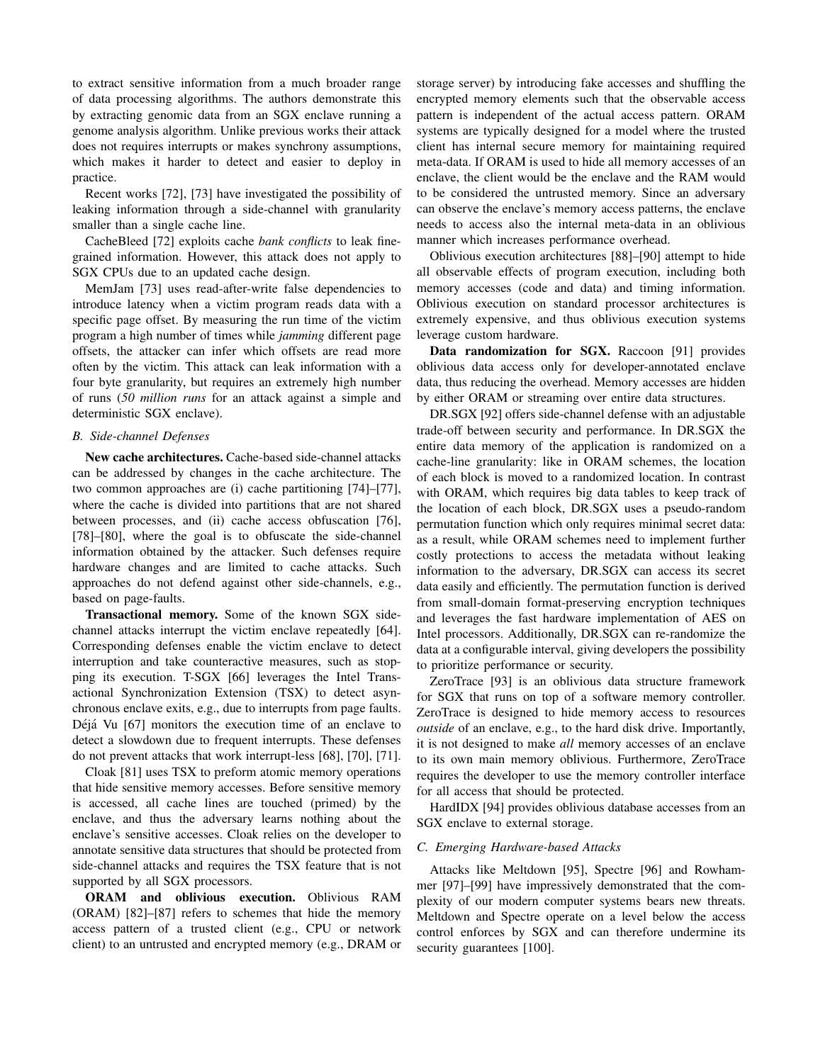to extract sensitive information from a much broader range of data processing algorithms. The authors demonstrate this by extracting genomic data from an SGX enclave running a genome analysis algorithm. Unlike previous works their attack does not requires interrupts or makes synchrony assumptions, which makes it harder to detect and easier to deploy in practice.

Recent works [72], [73] have investigated the possibility of leaking information through a side-channel with granularity smaller than a single cache line.

CacheBleed [72] exploits cache *bank conflicts* to leak fine-grained information. However, this attack does not apply to SGX CPUs due to an updated cache design.

MemJam [73] uses read-after-write false dependencies to introduce latency when a victim program reads data with a specific page offset. By measuring the run time of the victim program a high number of times while *jamming* different page offsets, the attacker can infer which offsets are read more often by the victim. This attack can leak information with a four byte granularity, but requires an extremely high number of runs (*50 million runs* for an attack against a simple and deterministic SGX enclave).

### B. Side-channel Defenses

**New cache architectures.** Cache-based side-channel attacks can be addressed by changes in the cache architecture. The two common approaches are (i) cache partitioning [74]–[77], where the cache is divided into partitions that are not shared between processes, and (ii) cache access obfuscation [76], [78]–[80], where the goal is to obfuscate the side-channel information obtained by the attacker. Such defenses require hardware changes and are limited to cache attacks. Such approaches do not defend against other side-channels, e.g., based on page-faults.

**Transactional memory.** Some of the known SGX side-channel attacks interrupt the victim enclave repeatedly [64]. Corresponding defenses enable the victim enclave to detect interruption and take counteractive measures, such as stopping its execution. T-SGX [66] leverages the Intel Transactional Synchronization Extension (TSX) to detect asynchronous enclave exits, e.g., due to interrupts from page faults. Déjá Vu [67] monitors the execution time of an enclave to detect a slowdown due to frequent interrupts. These defenses do not prevent attacks that work interrupt-less [68], [70], [71].

Cloak [81] uses TSX to preform atomic memory operations that hide sensitive memory accesses. Before sensitive memory is accessed, all cache lines are touched (primed) by the enclave, and thus the adversary learns nothing about the enclave's sensitive accesses. Cloak relies on the developer to annotate sensitive data structures that should be protected from side-channel attacks and requires the TSX feature that is not supported by all SGX processors.

**ORAM and oblivious execution.** Oblivious RAM (ORAM) [82]–[87] refers to schemes that hide the memory access pattern of a trusted client (e.g., CPU or network client) to an untrusted and encrypted memory (e.g., DRAM or storage server) by introducing fake accesses and shuffling the encrypted memory elements such that the observable access pattern is independent of the actual access pattern. ORAM systems are typically designed for a model where the trusted client has internal secure memory for maintaining required meta-data. If ORAM is used to hide all memory accesses of an enclave, the client would be the enclave and the RAM would to be considered the untrusted memory. Since an adversary can observe the enclave's memory access patterns, the enclave needs to access also the internal meta-data in an oblivious manner which increases performance overhead.

Oblivious execution architectures [88]–[90] attempt to hide all observable effects of program execution, including both memory accesses (code and data) and timing information. Oblivious execution on standard processor architectures is extremely expensive, and thus oblivious execution systems leverage custom hardware.

**Data randomization for SGX.** Raccoon [91] provides oblivious data access only for developer-annotated enclave data, thus reducing the overhead. Memory accesses are hidden by either ORAM or streaming over entire data structures.

DR.SGX [92] offers side-channel defense with an adjustable trade-off between security and performance. In DR.SGX the entire data memory of the application is randomized on a cache-line granularity: like in ORAM schemes, the location of each block is moved to a randomized location. In contrast with ORAM, which requires big data tables to keep track of the location of each block, DR.SGX uses a pseudo-random permutation function which only requires minimal secret data: as a result, while ORAM schemes need to implement further costly protections to access the metadata without leaking information to the adversary, DR.SGX can access its secret data easily and efficiently. The permutation function is derived from small-domain format-preserving encryption techniques and leverages the fast hardware implementation of AES on Intel processors. Additionally, DR.SGX can re-randomize the data at a configurable interval, giving developers the possibility to prioritize performance or security.

ZeroTrace [93] is an oblivious data structure framework for SGX that runs on top of a software memory controller. ZeroTrace is designed to hide memory access to resources *outside* of an enclave, e.g., to the hard disk drive. Importantly, it is not designed to make *all* memory accesses of an enclave to its own main memory oblivious. Furthermore, ZeroTrace requires the developer to use the memory controller interface for all access that should be protected.

HardIDX [94] provides oblivious database accesses from an SGX enclave to external storage.

### C. Emerging Hardware-based Attacks

Attacks like Meltdown [95], Spectre [96] and Rowhammer [97]–[99] have impressively demonstrated that the complexity of our modern computer systems bears new threats. Meltdown and Spectre operate on a level below the access control enforces by SGX and can therefore undermine its security guarantees [100].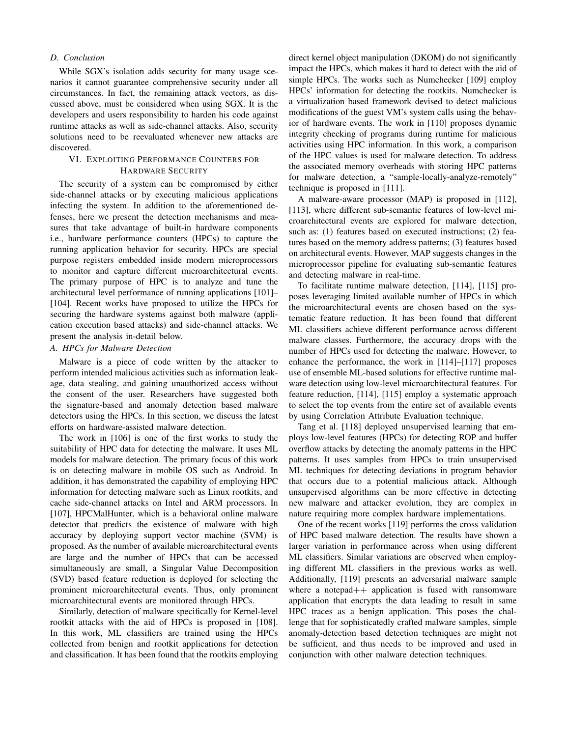### D. Conclusion

While SGX's isolation adds security for many usage scenarios it cannot guarantee comprehensive security under all circumstances. In fact, the remaining attack vectors, as discussed above, must be considered when using SGX. It is the developers and users responsibility to harden his code against runtime attacks as well as side-channel attacks. Also, security solutions need to be reevaluated whenever new attacks are discovered.

## VI. Exploiting Performance Counters for Hardware Security

The security of a system can be compromised by either side-channel attacks or by executing malicious applications infecting the system. In addition to the aforementioned defenses, here we present the detection mechanisms and measures that take advantage of built-in hardware components i.e., hardware performance counters (HPCs) to capture the running application behavior for security. HPCs are special purpose registers embedded inside modern microprocessors to monitor and capture different microarchitectural events. The primary purpose of HPC is to analyze and tune the architectural level performance of running applications [101]–[104]. Recent works have proposed to utilize the HPCs for securing the hardware systems against both malware (application execution based attacks) and side-channel attacks. We present the analysis in-detail below.

### A. HPCs for Malware Detection

Malware is a piece of code written by the attacker to perform intended malicious activities such as information leakage, data stealing, and gaining unauthorized access without the consent of the user. Researchers have suggested both the signature-based and anomaly detection based malware detectors using the HPCs. In this section, we discuss the latest efforts on hardware-assisted malware detection.

The work in [106] is one of the first works to study the suitability of HPC data for detecting the malware. It uses ML models for malware detection. The primary focus of this work is on detecting malware in mobile OS such as Android. In addition, it has demonstrated the capability of employing HPC information for detecting malware such as Linux rootkits, and cache side-channel attacks on Intel and ARM processors. In [107], HPCMalHunter, which is a behavioral online malware detector that predicts the existence of malware with high accuracy by deploying support vector machine (SVM) is proposed. As the number of available microarchitectural events are large and the number of HPCs that can be accessed simultaneously are small, a Singular Value Decomposition (SVD) based feature reduction is deployed for selecting the prominent microarchitectural events. Thus, only prominent microarchitectural events are monitored through HPCs.

Similarly, detection of malware specifically for Kernel-level rootkit attacks with the aid of HPCs is proposed in [108]. In this work, ML classifiers are trained using the HPCs collected from benign and rootkit applications for detection and classification. It has been found that the rootkits employing direct kernel object manipulation (DKOM) do not significantly impact the HPCs, which makes it hard to detect with the aid of simple HPCs. The works such as Numchecker [109] employ HPCs' information for detecting the rootkits. Numchecker is a virtualization based framework devised to detect malicious modifications of the guest VM's system calls using the behavior of hardware events. The work in [110] proposes dynamic integrity checking of programs during runtime for malicious activities using HPC information. In this work, a comparison of the HPC values is used for malware detection. To address the associated memory overheads with storing HPC patterns for malware detection, a "sample-locally-analyze-remotely" technique is proposed in [111].

A malware-aware processor (MAP) is proposed in [112], [113], where different sub-semantic features of low-level microarchitectural events are explored for malware detection, such as: (1) features based on executed instructions; (2) features based on the memory address patterns; (3) features based on architectural events. However, MAP suggests changes in the microprocessor pipeline for evaluating sub-semantic features and detecting malware in real-time.

To facilitate runtime malware detection, [114], [115] proposes leveraging limited available number of HPCs in which the microarchitectural events are chosen based on the systematic feature reduction. It has been found that different ML classifiers achieve different performance across different malware classes. Furthermore, the accuracy drops with the number of HPCs used for detecting the malware. However, to enhance the performance, the work in [114]–[117] proposes use of ensemble ML-based solutions for effective runtime malware detection using low-level microarchitectural features. For feature reduction, [114], [115] employ a systematic approach to select the top events from the entire set of available events by using Correlation Attribute Evaluation technique.

Tang et al. [118] deployed unsupervised learning that employs low-level features (HPCs) for detecting ROP and buffer overflow attacks by detecting the anomaly patterns in the HPC patterns. It uses samples from HPCs to train unsupervised ML techniques for detecting deviations in program behavior that occurs due to a potential malicious attack. Although unsupervised algorithms can be more effective in detecting new malware and attacker evolution, they are complex in nature requiring more complex hardware implementations.

One of the recent works [119] performs the cross validation of HPC based malware detection. The results have shown a larger variation in performance across when using different ML classifiers. Similar variations are observed when employing different ML classifiers in the previous works as well. Additionally, [119] presents an adversarial malware sample where a notepad++ application is fused with ransomware application that encrypts the data leading to result in same HPC traces as a benign application. This poses the challenge that for sophisticatedly crafted malware samples, simple anomaly-detection based detection techniques are might not be sufficient, and thus needs to be improved and used in conjunction with other malware detection techniques.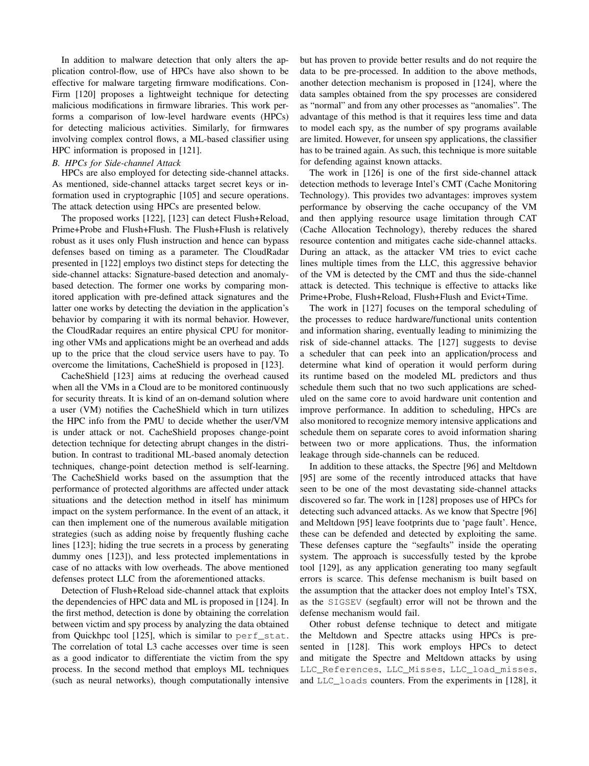In addition to malware detection that only alters the application control-flow, use of HPCs have also shown to be effective for malware targeting firmware modifications. ConFirm [120] proposes a lightweight technique for detecting malicious modifications in firmware libraries. This work performs a comparison of low-level hardware events (HPCs) for detecting malicious activities. Similarly, for firmwares involving complex control flows, a ML-based classifier using HPC information is proposed in [121].

### B. HPCs for Side-channel Attack

HPCs are also employed for detecting side-channel attacks. As mentioned, side-channel attacks target secret keys or information used in cryptographic [105] and secure operations. The attack detection using HPCs are presented below.

The proposed works [122], [123] can detect Flush+Reload, Prime+Probe and Flush+Flush. The Flush+Flush is relatively robust as it uses only Flush instruction and hence can bypass defenses based on timing as a parameter. The CloudRadar presented in [122] employs two distinct steps for detecting the side-channel attacks: Signature-based detection and anomaly-based detection. The former one works by comparing monitored application with pre-defined attack signatures and the latter one works by detecting the deviation in the application's behavior by comparing it with its normal behavior. However, the CloudRadar requires an entire physical CPU for monitoring other VMs and applications might be an overhead and adds up to the price that the cloud service users have to pay. To overcome the limitations, CacheShield is proposed in [123].

CacheShield [123] aims at reducing the overhead caused when all the VMs in a Cloud are to be monitored continuously for security threats. It is kind of an on-demand solution where a user (VM) notifies the CacheShield which in turn utilizes the HPC info from the PMU to decide whether the user/VM is under attack or not. CacheShield proposes change-point detection technique for detecting abrupt changes in the distribution. In contrast to traditional ML-based anomaly detection techniques, change-point detection method is self-learning. The CacheShield works based on the assumption that the performance of protected algorithms are affected under attack situations and the detection method in itself has minimum impact on the system performance. In the event of an attack, it can then implement one of the numerous available mitigation strategies (such as adding noise by frequently flushing cache lines [123]; hiding the true secrets in a process by generating dummy ones [123]), and less protected implementations in case of no attacks with low overheads. The above mentioned defenses protect LLC from the aforementioned attacks.

Detection of Flush+Reload side-channel attack that exploits the dependencies of HPC data and ML is proposed in [124]. In the first method, detection is done by obtaining the correlation between victim and spy process by analyzing the data obtained from Quickhpc tool [125], which is similar to `perf_stat`. The correlation of total L3 cache accesses over time is seen as a good indicator to differentiate the victim from the spy process. In the second method that employs ML techniques (such as neural networks), though computationally intensive but has proven to provide better results and do not require the data to be pre-processed. In addition to the above methods, another detection mechanism is proposed in [124], where the data samples obtained from the spy processes are considered as "normal" and from any other processes as "anomalies". The advantage of this method is that it requires less time and data to model each spy, as the number of spy programs available are limited. However, for unseen spy applications, the classifier has to be trained again. As such, this technique is more suitable for defending against known attacks.

The work in [126] is one of the first side-channel attack detection methods to leverage Intel's CMT (Cache Monitoring Technology). This provides two advantages: improves system performance by observing the cache occupancy of the VM and then applying resource usage limitation through CAT (Cache Allocation Technology), thereby reduces the shared resource contention and mitigates cache side-channel attacks. During an attack, as the attacker VM tries to evict cache lines multiple times from the LLC, this aggressive behavior of the VM is detected by the CMT and thus the side-channel attack is detected. This technique is effective to attacks like Prime+Probe, Flush+Reload, Flush+Flush and Evict+Time.

The work in [127] focuses on the temporal scheduling of the processes to reduce hardware/functional units contention and information sharing, eventually leading to minimizing the risk of side-channel attacks. The [127] suggests to devise a scheduler that can peek into an application/process and determine what kind of operation it would perform during its runtime based on the modeled ML predictors and thus schedule them such that no two such applications are scheduled on the same core to avoid hardware unit contention and improve performance. In addition to scheduling, HPCs are also monitored to recognize memory intensive applications and schedule them on separate cores to avoid information sharing between two or more applications. Thus, the information leakage through side-channels can be reduced.

In addition to these attacks, the Spectre [96] and Meltdown [95] are some of the recently introduced attacks that have seen to be one of the most devastating side-channel attacks discovered so far. The work in [128] proposes use of HPCs for detecting such advanced attacks. As we know that Spectre [96] and Meltdown [95] leave footprints due to 'page fault'. Hence, these can be defended and detected by exploiting the same. These defenses capture the "segfaults" inside the operating system. The approach is successfully tested by the kprobe tool [129], as any application generating too many segfault errors is scarce. This defense mechanism is built based on the assumption that the attacker does not employ Intel's TSX, as the `SIGSEV` (segfault) error will not be thrown and the defense mechanism would fail.

Other robust defense technique to detect and mitigate the Meltdown and Spectre attacks using HPCs is presented in [128]. This work employs HPCs to detect and mitigate the Spectre and Meltdown attacks by using `LLC_References`, `LLC_Misses`, `LLC_load_misses`, and `LLC_loads` counters. From the experiments in [128], it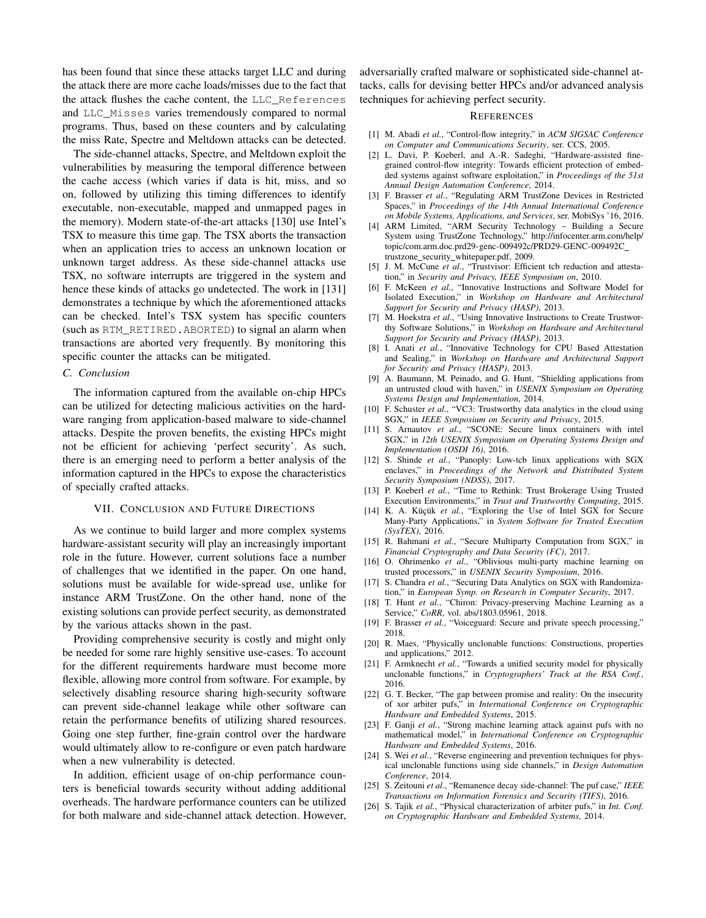has been found that since these attacks target LLC and during the attack there are more cache loads/misses due to the fact that the attack flushes the cache content, the `LLC_References` and `LLC_Misses` varies tremendously compared to normal programs. Thus, based on these counters and by calculating the miss Rate, Spectre and Meltdown attacks can be detected.

The side-channel attacks, Spectre, and Meltdown exploit the vulnerabilities by measuring the temporal difference between the cache access (which varies if data is hit, miss, and so on, followed by utilizing this timing differences to identify executable, non-executable, mapped and unmapped pages in the memory). Modern state-of-the-art attacks [130] use Intel's TSX to measure this time gap. The TSX aborts the transaction when an application tries to access an unknown location or unknown target address. As these side-channel attacks use TSX, no software interrupts are triggered in the system and hence these kinds of attacks go undetected. The work in [131] demonstrates a technique by which the aforementioned attacks can be checked. Intel's TSX system has specific counters (such as `RTM_RETIRED.ABORTED`) to signal an alarm when transactions are aborted very frequently. By monitoring this specific counter the attacks can be mitigated.

### C. Conclusion

The information captured from the available on-chip HPCs can be utilized for detecting malicious activities on the hardware ranging from application-based malware to side-channel attacks. Despite the proven benefits, the existing HPCs might not be efficient for achieving 'perfect security'. As such, there is an emerging need to perform a better analysis of the information captured in the HPCs to expose the characteristics of specially crafted attacks.

## VII. Conclusion and Future Directions

As we continue to build larger and more complex systems hardware-assistant security will play an increasingly important role in the future. However, current solutions face a number of challenges that we identified in the paper. On one hand, solutions must be available for wide-spread use, unlike for instance ARM TrustZone. On the other hand, none of the existing solutions can provide perfect security, as demonstrated by the various attacks shown in the past.

Providing comprehensive security is costly and might only be needed for some rare highly sensitive use-cases. To account for the different requirements hardware must become more flexible, allowing more control from software. For example, by selectively disabling resource sharing high-security software can prevent side-channel leakage while other software can retain the performance benefits of utilizing shared resources. Going one step further, fine-grain control over the hardware would ultimately allow to re-configure or even patch hardware when a new vulnerability is detected.

In addition, efficient usage of on-chip performance counters is beneficial towards security without adding additional overheads. The hardware performance counters can be utilized for both malware and side-channel attack detection. However, adversarially crafted malware or sophisticated side-channel attacks, calls for devising better HPCs and/or advanced analysis techniques for achieving perfect security.

## References

[1] M. Abadi *et al.*, "Control-flow integrity," in *ACM SIGSAC Conference on Computer and Communications Security*, ser. CCS, 2005.

[2] L. Davi, P. Koeberl, and A.-R. Sadeghi, "Hardware-assisted fine-grained control-flow integrity: Towards efficient protection of embedded systems against software exploitation," in *Proceedings of the 51st Annual Design Automation Conference*, 2014.

[3] F. Brasser *et al.*, "Regulating ARM TrustZone Devices in Restricted Spaces," in *Proceedings of the 14th Annual International Conference on Mobile Systems, Applications, and Services*, ser. MobiSys '16, 2016.

[4] ARM Limited, "ARM Security Technology – Building a Secure System using TrustZone Technology," http://infocenter.arm.com/help/topic/com.arm.doc.prd29-genc-009492c/PRD29-GENC-009492C_trustzone_security_whitepaper.pdf, 2009.

[5] J. M. McCune *et al.*, "Trustvisor: Efficient tcb reduction and attestation," in *Security and Privacy, IEEE Symposium on*, 2010.

[6] F. McKeen *et al.*, "Innovative Instructions and Software Model for Isolated Execution," in *Workshop on Hardware and Architectural Support for Security and Privacy (HASP)*, 2013.

[7] M. Hoekstra *et al.*, "Using Innovative Instructions to Create Trustworthy Software Solutions," in *Workshop on Hardware and Architectural Support for Security and Privacy (HASP)*, 2013.

[8] I. Anati *et al.*, "Innovative Technology for CPU Based Attestation and Sealing," in *Workshop on Hardware and Architectural Support for Security and Privacy (HASP)*, 2013.

[9] A. Baumann, M. Peinado, and G. Hunt, "Shielding applications from an untrusted cloud with haven," in *USENIX Symposium on Operating Systems Design and Implementation*, 2014.

[10] F. Schuster *et al.*, "VC3: Trustworthy data analytics in the cloud using SGX," in *IEEE Symposium on Security and Privacy*, 2015.

[11] S. Arnautov *et al.*, "SCONE: Secure linux containers with intel SGX," in *12th USENIX Symposium on Operating Systems Design and Implementation (OSDI 16)*, 2016.

[12] S. Shinde *et al.*, "Panoply: Low-tcb linux applications with SGX enclaves," in *Proceedings of the Network and Distributed System Security Symposium (NDSS)*, 2017.

[13] P. Koeberl *et al.*, "Time to Rethink: Trust Brokerage Using Trusted Execution Environments," in *Trust and Trustworthy Computing*, 2015.

[14] K. A. Küçük *et al.*, "Exploring the Use of Intel SGX for Secure Many-Party Applications," in *System Software for Trusted Execution (SysTEX)*, 2016.

[15] R. Bahmani *et al.*, "Secure Multiparty Computation from SGX," in *Financial Cryptography and Data Security (FC)*, 2017.

[16] O. Ohrimenko *et al.*, "Oblivious multi-party machine learning on trusted processors," in *USENIX Security Symposium*, 2016.

[17] S. Chandra *et al.*, "Securing Data Analytics on SGX with Randomization," in *European Symp. on Research in Computer Security*, 2017.

[18] T. Hunt *et al.*, "Chiron: Privacy-preserving Machine Learning as a Service," *CoRR*, vol. abs/1803.05961, 2018.

[19] F. Brasser *et al.*, "Voiceguard: Secure and private speech processing," 2018.

[20] R. Maes, "Physically unclonable functions: Constructions, properties and applications," 2012.

[21] F. Armknecht *et al.*, "Towards a unified security model for physically unclonable functions," in *Cryptographers' Track at the RSA Conf.*, 2016.

[22] G. T. Becker, "The gap between promise and reality: On the insecurity of xor arbiter pufs," in *International Conference on Cryptographic Hardware and Embedded Systems*, 2015.

[23] F. Ganji *et al.*, "Strong machine learning attack against pufs with no mathematical model," in *International Conference on Cryptographic Hardware and Embedded Systems*, 2016.

[24] S. Wei *et al.*, "Reverse engineering and prevention techniques for physical unclonable functions using side channels," in *Design Automation Conference*, 2014.

[25] S. Zeitouni *et al.*, "Remanence decay side-channel: The puf case," *IEEE Transactions on Information Forensics and Security (TIFS)*, 2016.

[26] S. Tajik *et al.*, "Physical characterization of arbiter pufs," in *Int. Conf. on Cryptographic Hardware and Embedded Systems*, 2014.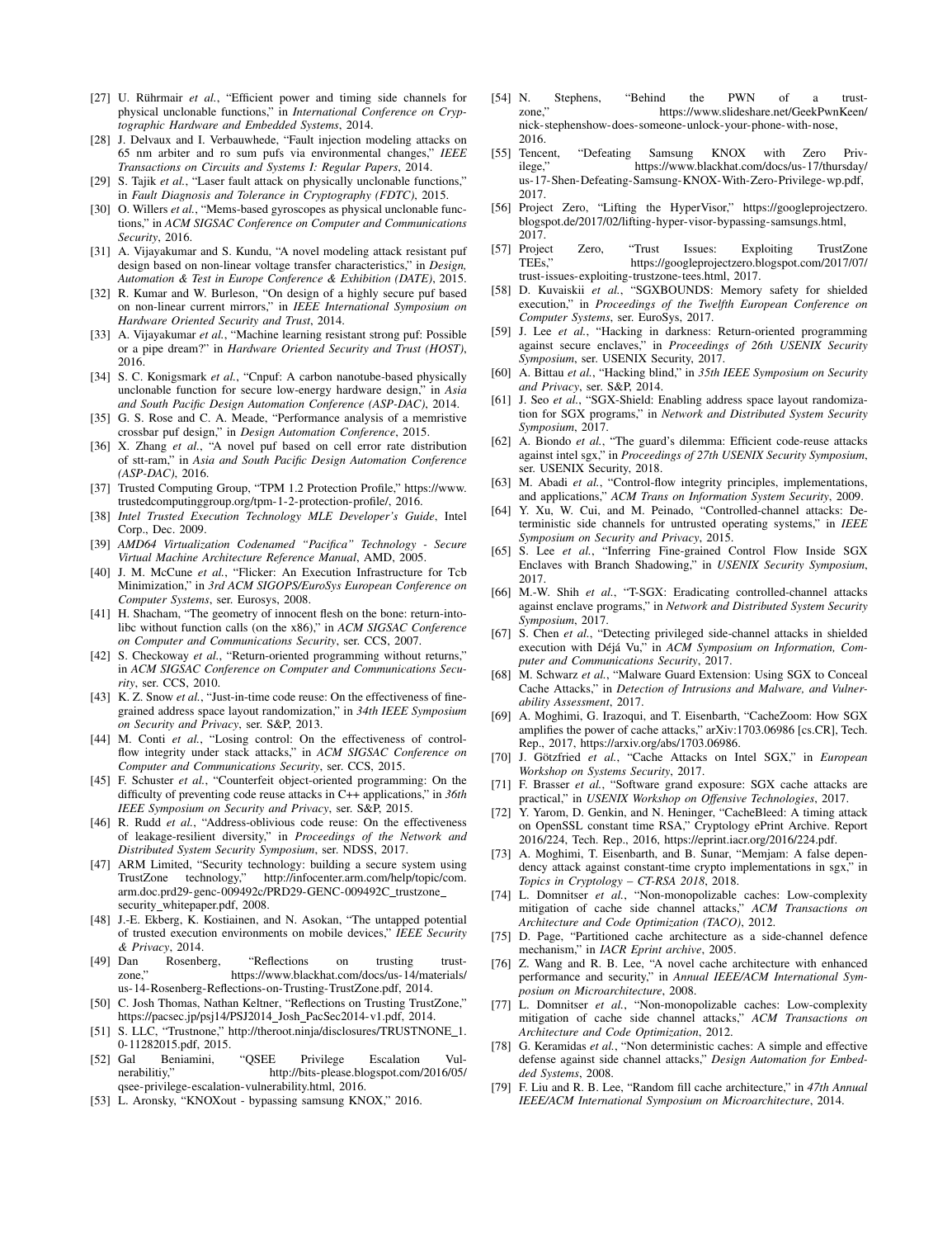[27] U. Rührmair *et al.*, "Efficient power and timing side channels for physical unclonable functions," in *International Conference on Cryptographic Hardware and Embedded Systems*, 2014.

[28] J. Delvaux and I. Verbauwhede, "Fault injection modeling attacks on 65 nm arbiter and ro sum pufs via environmental changes," *IEEE Transactions on Circuits and Systems I: Regular Papers*, 2014.

[29] S. Tajik *et al.*, "Laser fault attack on physically unclonable functions," in *Fault Diagnosis and Tolerance in Cryptography (FDTC)*, 2015.

[30] O. Willers *et al.*, "Mems-based gyroscopes as physical unclonable functions," in *ACM SIGSAC Conference on Computer and Communications Security*, 2016.

[31] A. Vijayakumar and S. Kundu, "A novel modeling attack resistant puf design based on non-linear voltage transfer characteristics," in *Design, Automation & Test in Europe Conference & Exhibition (DATE)*, 2015.

[32] R. Kumar and W. Burleson, "On design of a highly secure puf based on non-linear current mirrors," in *IEEE International Symposium on Hardware Oriented Security and Trust*, 2014.

[33] A. Vijayakumar *et al.*, "Machine learning resistant strong puf: Possible or a pipe dream?" in *Hardware Oriented Security and Trust (HOST)*, 2016.

[34] S. C. Konigsmark *et al.*, "Cnpuf: A carbon nanotube-based physically unclonable function for secure low-energy hardware design," in *Asia and South Pacific Design Automation Conference (ASP-DAC)*, 2014.

[35] G. S. Rose and C. A. Meade, "Performance analysis of a memristive crossbar puf design," in *Design Automation Conference*, 2015.

[36] X. Zhang *et al.*, "A novel puf based on cell error rate distribution of stt-ram," in *Asia and South Pacific Design Automation Conference (ASP-DAC)*, 2016.

[37] Trusted Computing Group, "TPM 1.2 Protection Profile," https://www.trustedcomputinggroup.org/tpm-1-2-protection-profile/, 2016.

[38] *Intel Trusted Execution Technology MLE Developer's Guide*, Intel Corp., Dec. 2009.

[39] *AMD64 Virtualization Codenamed "Pacifica" Technology - Secure Virtual Machine Architecture Reference Manual*, AMD, 2005.

[40] J. M. McCune *et al.*, "Flicker: An Execution Infrastructure for Tcb Minimization," in *3rd ACM SIGOPS/EuroSys European Conference on Computer Systems*, ser. Eurosys, 2008.

[41] H. Shacham, "The geometry of innocent flesh on the bone: return-into-libc without function calls (on the x86)," in *ACM SIGSAC Conference on Computer and Communications Security*, ser. CCS, 2007.

[42] S. Checkoway *et al.*, "Return-oriented programming without returns," in *ACM SIGSAC Conference on Computer and Communications Security*, ser. CCS, 2010.

[43] K. Z. Snow *et al.*, "Just-in-time code reuse: On the effectiveness of fine-grained address space layout randomization," in *34th IEEE Symposium on Security and Privacy*, ser. S&P, 2013.

[44] M. Conti *et al.*, "Losing control: On the effectiveness of control-flow integrity under stack attacks," in *ACM SIGSAC Conference on Computer and Communications Security*, ser. CCS, 2015.

[45] F. Schuster *et al.*, "Counterfeit object-oriented programming: On the difficulty of preventing code reuse attacks in C++ applications," in *36th IEEE Symposium on Security and Privacy*, ser. S&P, 2015.

[46] R. Rudd *et al.*, "Address-oblivious code reuse: On the effectiveness of leakage-resilient diversity," in *Proceedings of the Network and Distributed System Security Symposium*, ser. NDSS, 2017.

[47] ARM Limited, "Security technology: building a secure system using TrustZone technology," http://infocenter.arm.com/help/topic/com.arm.doc.prd29-genc-009492c/PRD29-GENC-009492C_trustzone_security_whitepaper.pdf, 2008.

[48] J.-E. Ekberg, K. Kostiainen, and N. Asokan, "The untapped potential of trusted execution environments on mobile devices," *IEEE Security & Privacy*, 2014.

[49] Dan Rosenberg, "Reflections on trusting trust-zone," https://www.blackhat.com/docs/us-14/materials/us-14-Rosenberg-Reflections-on-Trusting-TrustZone.pdf, 2014.

[50] C. Josh Thomas, Nathan Keltner, "Reflections on Trusting TrustZone," https://pacsec.jp/psj14/PSJ2014_Josh_PacSec2014-v1.pdf, 2014.

[51] S. LLC, "Trustnone," http://theroot.ninja/disclosures/TRUSTNONE_1.0-11282015.pdf, 2015.

[52] Gal Beniamini, "QSEE Privilege Escalation Vulnerabilitiy," http://bits-please.blogspot.com/2016/05/qsee-privilege-escalation-vulnerability.html, 2016.

[53] L. Aronsky, "KNOXout - bypassing samsung KNOX," 2016.

[54] N. Stephens, "Behind the PWN of a trust-zone," https://www.slideshare.net/GeekPwnKeen/nick-stephenshow-does-someone-unlock-your-phone-with-nose, 2016.

[55] Tencent, "Defeating Samsung KNOX with Zero Privilege," https://www.blackhat.com/docs/us-17/thursday/us-17-Shen-Defeating-Samsung-KNOX-With-Zero-Privilege-wp.pdf, 2017.

[56] Project Zero, "Lifting the HyperVisor," https://googleprojectzero.blogspot.de/2017/02/lifting-hyper-visor-bypassing-samsungs.html, 2017.

[57] Project Zero, "Trust Issues: Exploiting TrustZone TEEs," https://googleprojectzero.blogspot.com/2017/07/trust-issues-exploiting-trustzone-tees.html, 2017.

[58] D. Kuvaiskii *et al.*, "SGXBOUNDS: Memory safety for shielded execution," in *Proceedings of the Twelfth European Conference on Computer Systems*, ser. EuroSys, 2017.

[59] J. Lee *et al.*, "Hacking in darkness: Return-oriented programming against secure enclaves," in *Proceedings of 26th USENIX Security Symposium*, ser. USENIX Security, 2017.

[60] A. Bittau *et al.*, "Hacking blind," in *35th IEEE Symposium on Security and Privacy*, ser. S&P, 2014.

[61] J. Seo *et al.*, "SGX-Shield: Enabling address space layout randomization for SGX programs," in *Network and Distributed System Security Symposium*, 2017.

[62] A. Biondo *et al.*, "The guard's dilemma: Efficient code-reuse attacks against intel sgx," in *Proceedings of 27th USENIX Security Symposium*, ser. USENIX Security, 2018.

[63] M. Abadi *et al.*, "Control-flow integrity principles, implementations, and applications," *ACM Trans on Information System Security*, 2009.

[64] Y. Xu, W. Cui, and M. Peinado, "Controlled-channel attacks: Deterministic side channels for untrusted operating systems," in *IEEE Symposium on Security and Privacy*, 2015.

[65] S. Lee *et al.*, "Inferring Fine-grained Control Flow Inside SGX Enclaves with Branch Shadowing," in *USENIX Security Symposium*, 2017.

[66] M.-W. Shih *et al.*, "T-SGX: Eradicating controlled-channel attacks against enclave programs," in *Network and Distributed System Security Symposium*, 2017.

[67] S. Chen *et al.*, "Detecting privileged side-channel attacks in shielded execution with Déjá Vu," in *ACM Symposium on Information, Computer and Communications Security*, 2017.

[68] M. Schwarz *et al.*, "Malware Guard Extension: Using SGX to Conceal Cache Attacks," in *Detection of Intrusions and Malware, and Vulnerability Assessment*, 2017.

[69] A. Moghimi, G. Irazoqui, and T. Eisenbarth, "CacheZoom: How SGX amplifies the power of cache attacks," arXiv:1703.06986 [cs.CR], Tech. Rep., 2017, https://arxiv.org/abs/1703.06986.

[70] J. Götzfried *et al.*, "Cache Attacks on Intel SGX," in *European Workshop on Systems Security*, 2017.

[71] F. Brasser *et al.*, "Software grand exposure: SGX cache attacks are practical," in *USENIX Workshop on Offensive Technologies*, 2017.

[72] Y. Yarom, D. Genkin, and N. Heninger, "CacheBleed: A timing attack on OpenSSL constant time RSA," Cryptology ePrint Archive. Report 2016/224, Tech. Rep., 2016, https://eprint.iacr.org/2016/224.pdf.

[73] A. Moghimi, T. Eisenbarth, and B. Sunar, "Memjam: A false dependency attack against constant-time crypto implementations in sgx," in *Topics in Cryptology – CT-RSA 2018*, 2018.

[74] L. Domnitser *et al.*, "Non-monopolizable caches: Low-complexity mitigation of cache side channel attacks," *ACM Transactions on Architecture and Code Optimization (TACO)*, 2012.

[75] D. Page, "Partitioned cache architecture as a side-channel defence mechanism," in *IACR Eprint archive*, 2005.

[76] Z. Wang and R. B. Lee, "A novel cache architecture with enhanced performance and security," in *Annual IEEE/ACM International Symposium on Microarchitecture*, 2008.

[77] L. Domnitser *et al.*, "Non-monopolizable caches: Low-complexity mitigation of cache side channel attacks," *ACM Transactions on Architecture and Code Optimization*, 2012.

[78] G. Keramidas *et al.*, "Non deterministic caches: A simple and effective defense against side channel attacks," *Design Automation for Embedded Systems*, 2008.

[79] F. Liu and R. B. Lee, "Random fill cache architecture," in *47th Annual IEEE/ACM International Symposium on Microarchitecture*, 2014.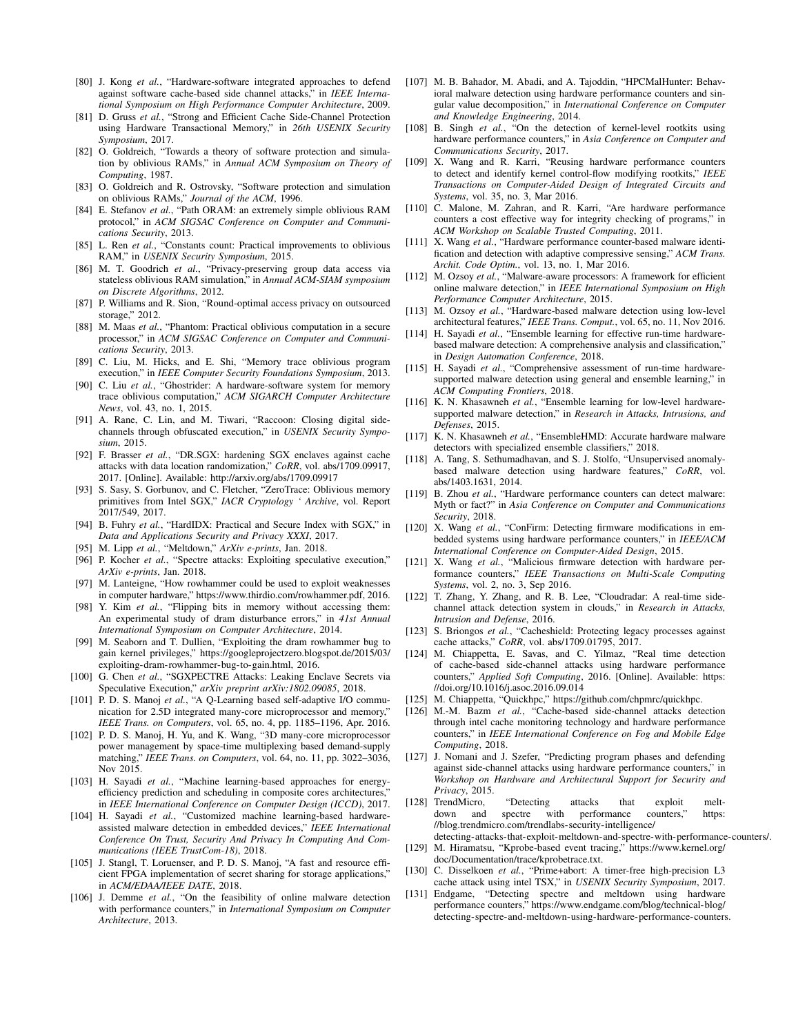[80] J. Kong *et al.*, "Hardware-software integrated approaches to defend against software cache-based side channel attacks," in *IEEE International Symposium on High Performance Computer Architecture*, 2009.

[81] D. Gruss *et al.*, "Strong and Efficient Cache Side-Channel Protection using Hardware Transactional Memory," in *26th USENIX Security Symposium*, 2017.

[82] O. Goldreich, "Towards a theory of software protection and simulation by oblivious RAMs," in *Annual ACM Symposium on Theory of Computing*, 1987.

[83] O. Goldreich and R. Ostrovsky, "Software protection and simulation on oblivious RAMs," *Journal of the ACM*, 1996.

[84] E. Stefanov *et al.*, "Path ORAM: an extremely simple oblivious RAM protocol," in *ACM SIGSAC Conference on Computer and Communications Security*, 2013.

[85] L. Ren *et al.*, "Constants count: Practical improvements to oblivious RAM," in *USENIX Security Symposium*, 2015.

[86] M. T. Goodrich *et al.*, "Privacy-preserving group data access via stateless oblivious RAM simulation," in *Annual ACM-SIAM symposium on Discrete Algorithms*, 2012.

[87] P. Williams and R. Sion, "Round-optimal access privacy on outsourced storage," 2012.

[88] M. Maas *et al.*, "Phantom: Practical oblivious computation in a secure processor," in *ACM SIGSAC Conference on Computer and Communications Security*, 2013.

[89] C. Liu, M. Hicks, and E. Shi, "Memory trace oblivious program execution," in *IEEE Computer Security Foundations Symposium*, 2013.

[90] C. Liu *et al.*, "Ghostrider: A hardware-software system for memory trace oblivious computation," *ACM SIGARCH Computer Architecture News*, vol. 43, no. 1, 2015.

[91] A. Rane, C. Lin, and M. Tiwari, "Raccoon: Closing digital side-channels through obfuscated execution," in *USENIX Security Symposium*, 2015.

[92] F. Brasser *et al.*, "DR.SGX: hardening SGX enclaves against cache attacks with data location randomization," *CoRR*, vol. abs/1709.09917, 2017. [Online]. Available: http://arxiv.org/abs/1709.09917

[93] S. Sasy, S. Gorbunov, and C. Fletcher, "ZeroTrace: Oblivious memory primitives from Intel SGX," *IACR Cryptology ' Archive*, vol. Report 2017/549, 2017.

[94] B. Fuhry *et al.*, "HardIDX: Practical and Secure Index with SGX," in *Data and Applications Security and Privacy XXXI*, 2017.

[95] M. Lipp *et al.*, "Meltdown," *ArXiv e-prints*, Jan. 2018.

[96] P. Kocher *et al.*, "Spectre attacks: Exploiting speculative execution," *ArXiv e-prints*, Jan. 2018.

[97] M. Lanteigne, "How rowhammer could be used to exploit weaknesses in computer hardware," https://www.thirdio.com/rowhammer.pdf, 2016.

[98] Y. Kim *et al.*, "Flipping bits in memory without accessing them: An experimental study of dram disturbance errors," in *41st Annual International Symposium on Computer Architecture*, 2014.

[99] M. Seaborn and T. Dullien, "Exploiting the dram rowhammer bug to gain kernel privileges," https://googleprojectzero.blogspot.de/2015/03/exploiting-dram-rowhammer-bug-to-gain.html, 2016.

[100] G. Chen *et al.*, "SGXPECTRE Attacks: Leaking Enclave Secrets via Speculative Execution," *arXiv preprint arXiv:1802.09085*, 2018.

[101] P. D. S. Manoj *et al.*, "A Q-Learning based self-adaptive I/O communication for 2.5D integrated many-core microprocessor and memory," *IEEE Trans. on Computers*, vol. 65, no. 4, pp. 1185–1196, Apr. 2016.

[102] P. D. S. Manoj, H. Yu, and K. Wang, "3D many-core microprocessor power management by space-time multiplexing based demand-supply matching," *IEEE Trans. on Computers*, vol. 64, no. 11, pp. 3022–3036, Nov 2015.

[103] H. Sayadi *et al.*, "Machine learning-based approaches for energy-efficiency prediction and scheduling in composite cores architectures," in *IEEE International Conference on Computer Design (ICCD)*, 2017.

[104] H. Sayadi *et al.*, "Customized machine learning-based hardware-assisted malware detection in embedded devices," *IEEE International Conference On Trust, Security And Privacy In Computing And Communications (IEEE TrustCom-18)*, 2018.

[105] J. Stangl, T. Loruenser, and P. D. S. Manoj, "A fast and resource efficient FPGA implementation of secret sharing for storage applications," in *ACM/EDAA/IEEE DATE*, 2018.

[106] J. Demme *et al.*, "On the feasibility of online malware detection with performance counters," in *International Symposium on Computer Architecture*, 2013.

[107] M. B. Bahador, M. Abadi, and A. Tajoddin, "HPCMalHunter: Behavioral malware detection using hardware performance counters and singular value decomposition," in *International Conference on Computer and Knowledge Engineering*, 2014.

[108] B. Singh *et al.*, "On the detection of kernel-level rootkits using hardware performance counters," in *Asia Conference on Computer and Communications Security*, 2017.

[109] X. Wang and R. Karri, "Reusing hardware performance counters to detect and identify kernel control-flow modifying rootkits," *IEEE Transactions on Computer-Aided Design of Integrated Circuits and Systems*, vol. 35, no. 3, Mar 2016.

[110] C. Malone, M. Zahran, and R. Karri, "Are hardware performance counters a cost effective way for integrity checking of programs," in *ACM Workshop on Scalable Trusted Computing*, 2011.

[111] X. Wang *et al.*, "Hardware performance counter-based malware identification and detection with adaptive compressive sensing," *ACM Trans. Archit. Code Optim.*, vol. 13, no. 1, Mar 2016.

[112] M. Ozsoy *et al.*, "Malware-aware processors: A framework for efficient online malware detection," in *IEEE International Symposium on High Performance Computer Architecture*, 2015.

[113] M. Ozsoy *et al.*, "Hardware-based malware detection using low-level architectural features," *IEEE Trans. Comput.*, vol. 65, no. 11, Nov 2016.

[114] H. Sayadi *et al.*, "Ensemble learning for effective run-time hardware-based malware detection: A comprehensive analysis and classification," in *Design Automation Conference*, 2018.

[115] H. Sayadi *et al.*, "Comprehensive assessment of run-time hardware-supported malware detection using general and ensemble learning," in *ACM Computing Frontiers*, 2018.

[116] K. N. Khasawneh *et al.*, "Ensemble learning for low-level hardware-supported malware detection," in *Research in Attacks, Intrusions, and Defenses*, 2015.

[117] K. N. Khasawneh *et al.*, "EnsembleHMD: Accurate hardware malware detectors with specialized ensemble classifiers," 2018.

[118] A. Tang, S. Sethumadhavan, and S. J. Stolfo, "Unsupervised anomaly-based malware detection using hardware features," *CoRR*, vol. abs/1403.1631, 2014.

[119] B. Zhou *et al.*, "Hardware performance counters can detect malware: Myth or fact?" in *Asia Conference on Computer and Communications Security*, 2018.

[120] X. Wang *et al.*, "ConFirm: Detecting firmware modifications in embedded systems using hardware performance counters," in *IEEE/ACM International Conference on Computer-Aided Design*, 2015.

[121] X. Wang *et al.*, "Malicious firmware detection with hardware performance counters," *IEEE Transactions on Multi-Scale Computing Systems*, vol. 2, no. 3, Sep 2016.

[122] T. Zhang, Y. Zhang, and R. B. Lee, "Cloudradar: A real-time side-channel attack detection system in clouds," in *Research in Attacks, Intrusion and Defense*, 2016.

[123] S. Briongos *et al.*, "Cacheshield: Protecting legacy processes against cache attacks," *CoRR*, vol. abs/1709.01795, 2017.

[124] M. Chiappetta, E. Savas, and C. Yilmaz, "Real time detection of cache-based side-channel attacks using hardware performance counters," *Applied Soft Computing*, 2016. [Online]. Available: https://doi.org/10.1016/j.asoc.2016.09.014

[125] M. Chiappetta, "Quickhpc," https://github.com/chpmrc/quickhpc.

[126] M.-M. Bazm *et al.*, "Cache-based side-channel attacks detection through intel cache monitoring technology and hardware performance counters," in *IEEE International Conference on Fog and Mobile Edge Computing*, 2018.

[127] J. Nomani and J. Szefer, "Predicting program phases and defending against side-channel attacks using hardware performance counters," in *Workshop on Hardware and Architectural Support for Security and Privacy*, 2015.

[128] TrendMicro, "Detecting attacks that exploit meltdown and spectre with performance counters," https://blog.trendmicro.com/trendlabs-security-intelligence/detecting-attacks-that-exploit-meltdown-and-spectre-with-performance-counters/.

[129] M. Hiramatsu, "Kprobe-based event tracing," https://www.kernel.org/doc/Documentation/trace/kprobetrace.txt.

[130] C. Disselkoen *et al.*, "Prime+abort: A timer-free high-precision L3 cache attack using intel TSX," in *USENIX Security Symposium*, 2017.

[131] Endgame, "Detecting spectre and meltdown using hardware performance counters," https://www.endgame.com/blog/technical-blog/detecting-spectre-and-meltdown-using-hardware-performance-counters.